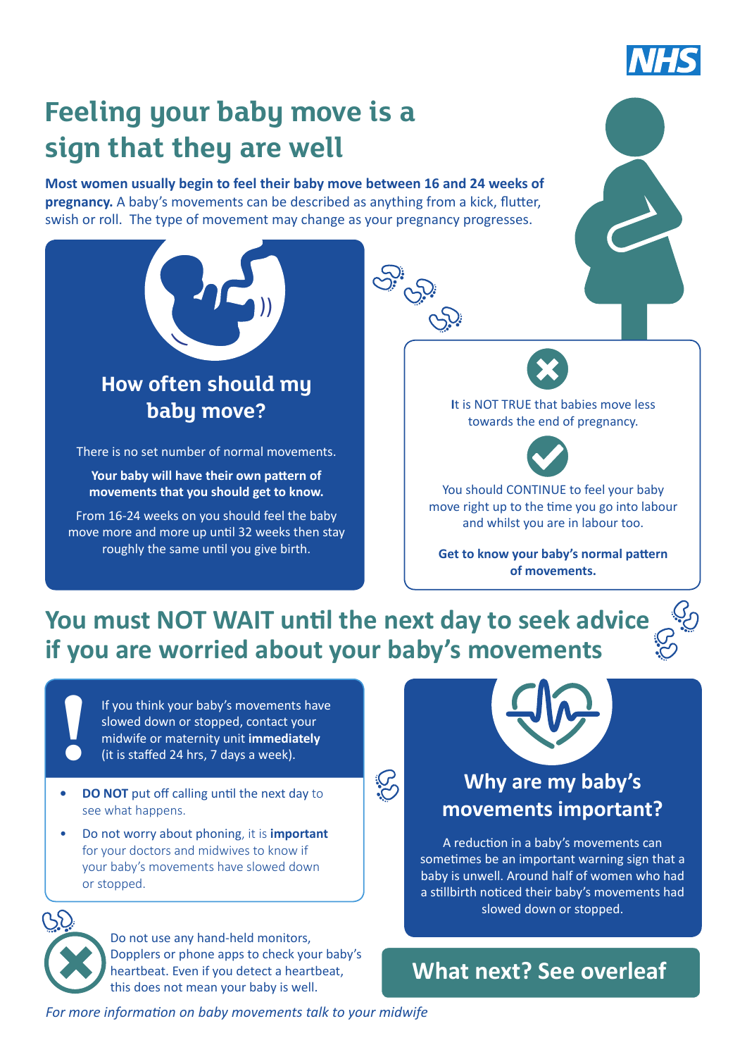NHS

# Feeling your baby move is a sign that they are well

**Most women usually begin to feel their baby move between 16 and 24 weeks of pregnancy.** A baby's movements can be described as anything from a kick, flutter, swish or roll. The type of movement may change as your pregnancy progresses.

## How often should my baby move?

There is no set number of normal movements.

**Your baby will have their own pattern of movements that you should get to know.**

From 16-24 weeks on you should feel the baby move more and more up until 32 weeks then stay roughly the same until you give birth.

It is NOT TRUE that babies move less towards the end of pregnancy.

You should CONTINUE to feel your baby move right up to the time you go into labour and whilst you are in labour too.

**Get to know your baby's normal pattern of movements.**

## You must NOT WAIT until the next day to seek advice if you are worried about your baby's movements

If you think your baby's movements have slowed down or stopped, contact your midwife or maternity unit **immediately** (it is staffed 24 hrs, 7 days a week).

- **DO NOT** put off calling until the next day to see what happens.
- Do not worry about phoning, it is **important** for your doctors and midwives to know if your baby's movements have slowed down or stopped.

Do not use any hand-held monitors, Dopplers or phone apps to check your baby's heartbeat. Even if you detect a heartbeat, this does not mean your baby is well.

## Why are my baby's movements important?

A reduction in a baby's movements can sometimes be an important warning sign that a baby is unwell. Around half of women who had a stillbirth noticed their baby's movements had slowed down or stopped.

**What next? See overleaf**

*For more information on baby movements talk to your midwife*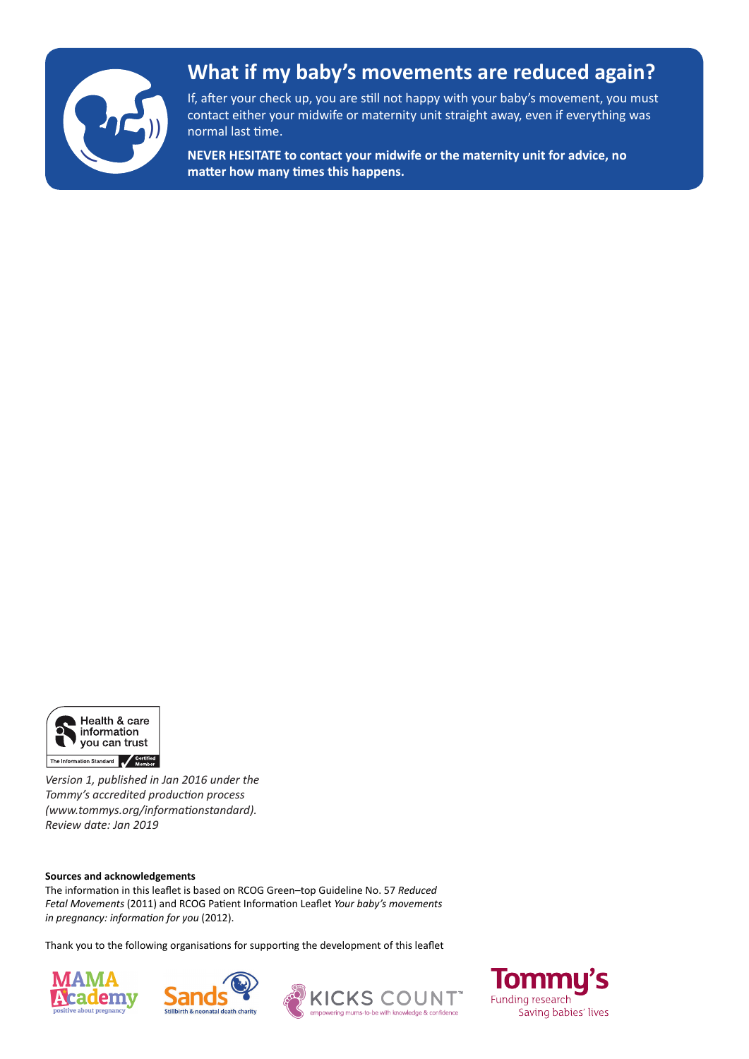## What if my baby's movements are reduced again?

If, after your check up, you are still not happy with your baby's movement, you must contact either your midwife or maternity unit straight away, even if everything was normal last time.

**NEVER HESITATE to contact your midwife or the maternity unit for advice, no matter how many times this happens.**

Health & care information you can trust

The Information Standard Certified Member

*Version 1, published in Jan 2016 under the Tommy's accredited production process (www.tommys.org/informationstandard). Review date: Jan 2019*

**Sources and acknowledgements**

The information in this leaflet is based on RCOG Green–top Guideline No. 57 *Reduced Fetal Movements* (2011) and RCOG Patient Information Leaflet *Your baby's movements in pregnancy: information for you* (2012).

Thank you to the following organisations for supporting the development of this leaflet

MAMA Academy – positive about pregnancy

Sands – Stillbirth & neonatal death charity

KICKS COUNT™ – empowering mums-to-be with knowledge & confidence

Tommy's – Funding research, Saving babies' lives